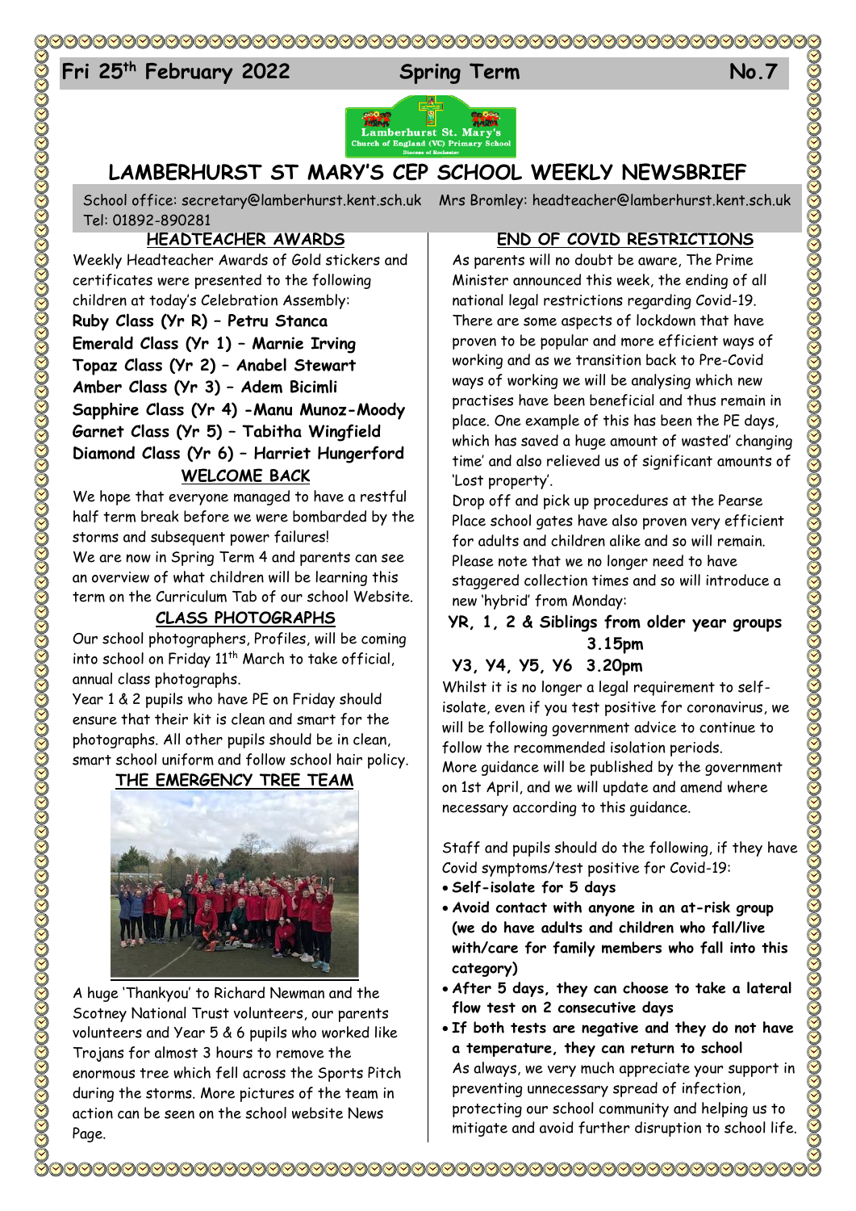Fri 25th February 2022 | Spring Term | No.7

# LAMBERHURST ST MARY'S CEP SCHOOL WEEKLY NEWSBRIEF

School office: secretary@lamberhurst.kent.sch.uk Mrs Bromley: headteacher@lamberhurst.kent.sch.uk Tel: 01892-890281

## HEADTEACHER AWARDS

Weekly Headteacher Awards of Gold stickers and certificates were presented to the following children at today's Celebration Assembly:

**Ruby Class (Yr R) – Petru Stanca**
**Emerald Class (Yr 1) – Marnie Irving**
**Topaz Class (Yr 2) – Anabel Stewart**
**Amber Class (Yr 3) – Adem Bicimli**
**Sapphire Class (Yr 4) -Manu Munoz-Moody**
**Garnet Class (Yr 5) – Tabitha Wingfield**
**Diamond Class (Yr 6) – Harriet Hungerford**

## WELCOME BACK

We hope that everyone managed to have a restful half term break before we were bombarded by the storms and subsequent power failures!

We are now in Spring Term 4 and parents can see an overview of what children will be learning this term on the Curriculum Tab of our school Website.

## CLASS PHOTOGRAPHS

Our school photographers, Profiles, will be coming into school on Friday 11th March to take official, annual class photographs.

Year 1 & 2 pupils who have PE on Friday should ensure that their kit is clean and smart for the photographs. All other pupils should be in clean, smart school uniform and follow school hair policy.

## THE EMERGENCY TREE TEAM

A huge 'Thankyou' to Richard Newman and the Scotney National Trust volunteers, our parents volunteers and Year 5 & 6 pupils who worked like Trojans for almost 3 hours to remove the enormous tree which fell across the Sports Pitch during the storms. More pictures of the team in action can be seen on the school website News Page.

## END OF COVID RESTRICTIONS

As parents will no doubt be aware, The Prime Minister announced this week, the ending of all national legal restrictions regarding Covid-19. There are some aspects of lockdown that have proven to be popular and more efficient ways of working and as we transition back to Pre-Covid ways of working we will be analysing which new practises have been beneficial and thus remain in place. One example of this has been the PE days, which has saved a huge amount of wasted' changing time' and also relieved us of significant amounts of 'Lost property'.

Drop off and pick up procedures at the Pearse Place school gates have also proven very efficient for adults and children alike and so will remain. Please note that we no longer need to have staggered collection times and so will introduce a new 'hybrid' from Monday:

**YR, 1, 2 & Siblings from older year groups 3.15pm**

**Y3, Y4, Y5, Y6 3.20pm**

Whilst it is no longer a legal requirement to self-isolate, even if you test positive for coronavirus, we will be following government advice to continue to follow the recommended isolation periods.

More guidance will be published by the government on 1st April, and we will update and amend where necessary according to this guidance.

Staff and pupils should do the following, if they have Covid symptoms/test positive for Covid-19:

- **Self-isolate for 5 days**
- **Avoid contact with anyone in an at-risk group (we do have adults and children who fall/live with/care for family members who fall into this category)**
- **After 5 days, they can choose to take a lateral flow test on 2 consecutive days**
- **If both tests are negative and they do not have a temperature, they can return to school**

As always, we very much appreciate your support in preventing unnecessary spread of infection, protecting our school community and helping us to mitigate and avoid further disruption to school life.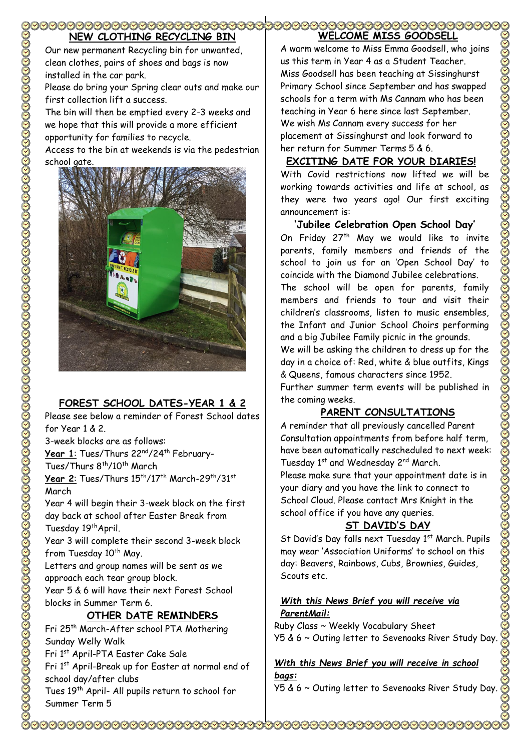## NEW CLOTHING RECYCLING BIN

Our new permanent Recycling bin for unwanted, clean clothes, pairs of shoes and bags is now installed in the car park.

Please do bring your Spring clear outs and make our first collection lift a success.

The bin will then be emptied every 2-3 weeks and we hope that this will provide a more efficient opportunity for families to recycle.

Access to the bin at weekends is via the pedestrian school gate.

## FOREST SCHOOL DATES-YEAR 1 & 2

Please see below a reminder of Forest School dates for Year 1 & 2.

3-week blocks are as follows:

**Year 1**: Tues/Thurs 22nd/24th February-Tues/Thurs 8th/10th March

**Year 2**: Tues/Thurs 15th/17th March-29th/31st March

Year 4 will begin their 3-week block on the first day back at school after Easter Break from Tuesday 19th April.

Year 3 will complete their second 3-week block from Tuesday 10th May.

Letters and group names will be sent as we approach each tear group block.

Year 5 & 6 will have their next Forest School blocks in Summer Term 6.

## OTHER DATE REMINDERS

Fri 25th March-After school PTA Mothering Sunday Welly Walk

Fri 1st April-PTA Easter Cake Sale

Fri 1st April-Break up for Easter at normal end of school day/after clubs

Tues 19th April- All pupils return to school for Summer Term 5

## WELCOME MISS GOODSELL

A warm welcome to Miss Emma Goodsell, who joins us this term in Year 4 as a Student Teacher. Miss Goodsell has been teaching at Sissinghurst Primary School since September and has swapped schools for a term with Ms Cannam who has been teaching in Year 6 here since last September. We wish Ms Cannam every success for her placement at Sissinghurst and look forward to her return for Summer Terms 5 & 6.

## EXCITING DATE FOR YOUR DIARIES!

With Covid restrictions now lifted we will be working towards activities and life at school, as they were two years ago! Our first exciting announcement is:

**'Jubilee Celebration Open School Day'**

On Friday 27th May we would like to invite parents, family members and friends of the school to join us for an 'Open School Day' to coincide with the Diamond Jubilee celebrations.

The school will be open for parents, family members and friends to tour and visit their children's classrooms, listen to music ensembles, the Infant and Junior School Choirs performing and a big Jubilee Family picnic in the grounds.

We will be asking the children to dress up for the day in a choice of: Red, white & blue outfits, Kings & Queens, famous characters since 1952.

Further summer term events will be published in the coming weeks.

## PARENT CONSULTATIONS

A reminder that all previously cancelled Parent Consultation appointments from before half term, have been automatically rescheduled to next week: Tuesday 1st and Wednesday 2nd March.

Please make sure that your appointment date is in your diary and you have the link to connect to School Cloud. Please contact Mrs Knight in the school office if you have any queries.

## ST DAVID'S DAY

St David's Day falls next Tuesday 1st March. Pupils may wear 'Association Uniforms' to school on this day: Beavers, Rainbows, Cubs, Brownies, Guides, Scouts etc.

***With this News Brief you will receive via ParentMail:***

Ruby Class ~ Weekly Vocabulary Sheet

Y5 & 6 ~ Outing letter to Sevenoaks River Study Day.

***With this News Brief you will receive in school bags:***

Y5 & 6 ~ Outing letter to Sevenoaks River Study Day.